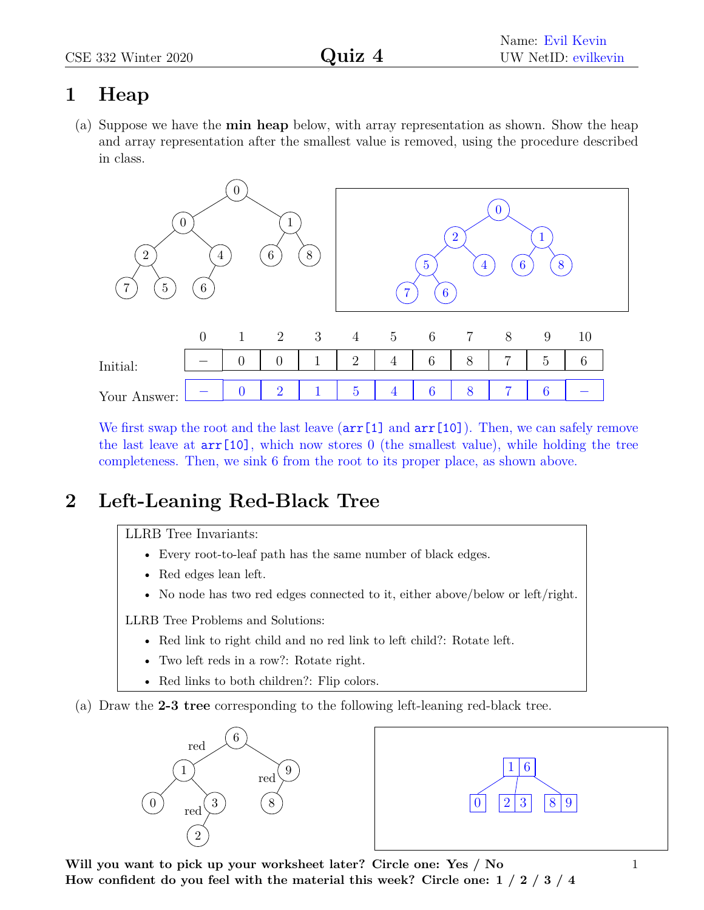CSE 332 Winter 2020 **Quiz 4** Name: Evil Kevin
UW NetID: evilkevin

# 1 Heap

(a) Suppose we have the **min heap** below, with array representation as shown. Show the heap and array representation after the smallest value is removed, using the procedure described in class.

| | 0 | 1 | 2 | 3 | 4 | 5 | 6 | 7 | 8 | 9 | 10 |
|---|---|---|---|---|---|---|---|---|---|---|---|
| Initial: | – | 0 | 0 | 1 | 2 | 4 | 6 | 8 | 7 | 5 | 6 |
| Your Answer: | – | 0 | 2 | 1 | 5 | 4 | 6 | 8 | 7 | 6 | – |

We first swap the root and the last leave (`arr[1]` and `arr[10]`). Then, we can safely remove the last leave at `arr[10]`, which now stores 0 (the smallest value), while holding the tree completeness. Then, we sink 6 from the root to its proper place, as shown above.

# 2 Left-Leaning Red-Black Tree

LLRB Tree Invariants:

- Every root-to-leaf path has the same number of black edges.
- Red edges lean left.
- No node has two red edges connected to it, either above/below or left/right.

LLRB Tree Problems and Solutions:

- Red link to right child and no red link to left child?: Rotate left.
- Two left reds in a row?: Rotate right.
- Red links to both children?: Flip colors.

(a) Draw the **2-3 tree** corresponding to the following left-leaning red-black tree.

**Will you want to pick up your worksheet later? Circle one: Yes / No**
**How confident do you feel with the material this week? Circle one: 1 / 2 / 3 / 4**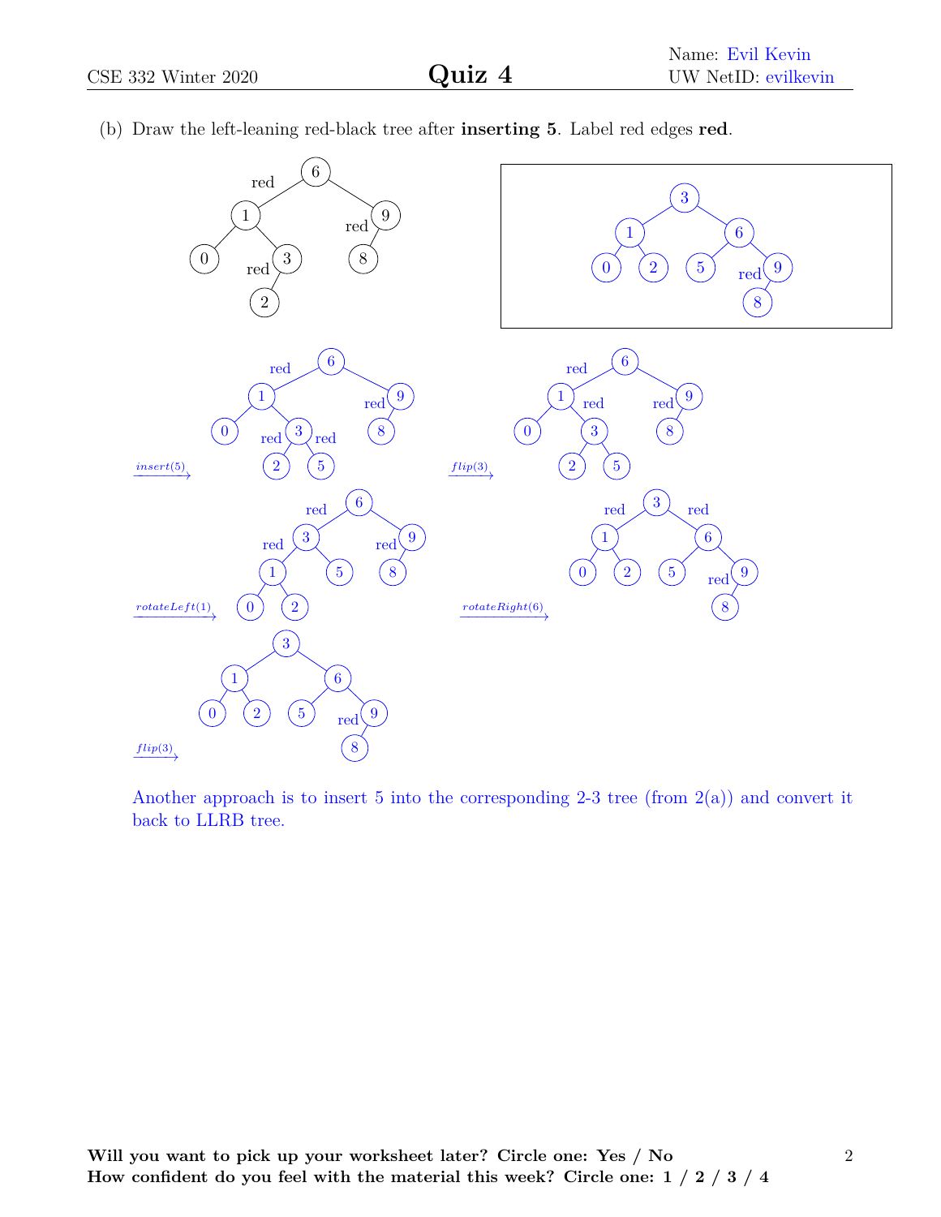(b) Draw the left-leaning red-black tree after **inserting 5**. Label red edges **red**.

Another approach is to insert 5 into the corresponding 2-3 tree (from 2(a)) and convert it back to LLRB tree.

**Will you want to pick up your worksheet later? Circle one: Yes / No**
**How confident do you feel with the material this week? Circle one: 1 / 2 / 3 / 4**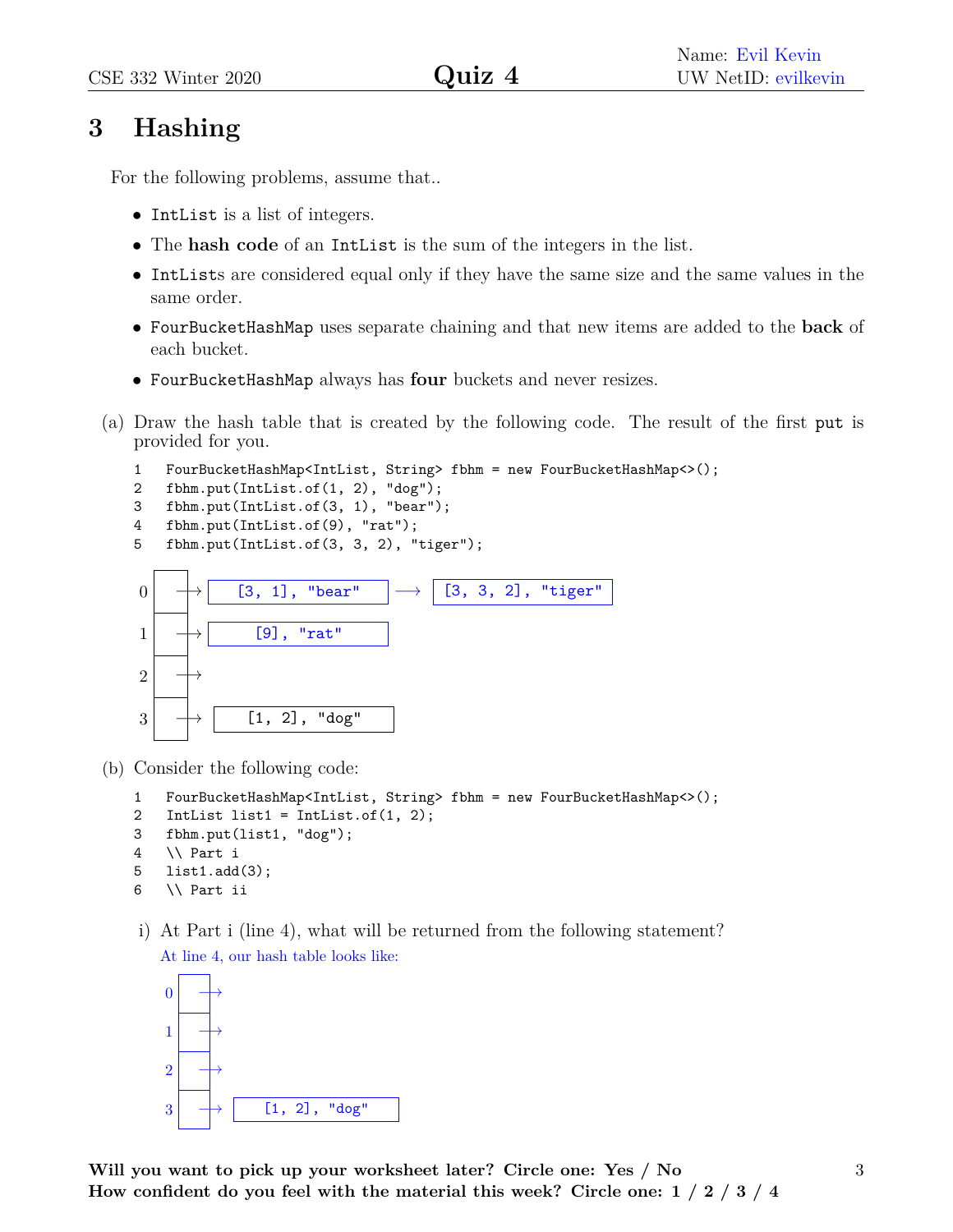Name: Evil Kevin
UW NetID: evilkevin

## 3 Hashing

For the following problems, assume that..

- `IntList` is a list of integers.
- The **hash code** of an `IntList` is the sum of the integers in the list.
- `IntLists` are considered equal only if they have the same size and the same values in the same order.
- `FourBucketHashMap` uses separate chaining and that new items are added to the **back** of each bucket.
- `FourBucketHashMap` always has **four** buckets and never resizes.

(a) Draw the hash table that is created by the following code. The result of the first `put` is provided for you.

```
1   FourBucketHashMap<IntList, String> fbhm = new FourBucketHashMap<>();
2   fbhm.put(IntList.of(1, 2), "dog");
3   fbhm.put(IntList.of(3, 1), "bear");
4   fbhm.put(IntList.of(9), "rat");
5   fbhm.put(IntList.of(3, 3, 2), "tiger");
```

```
0 | → [3, 1], "bear" → [3, 3, 2], "tiger"
1 | → [9], "rat"
2 | →
3 | → [1, 2], "dog"
```

(b) Consider the following code:

```
1   FourBucketHashMap<IntList, String> fbhm = new FourBucketHashMap<>();
2   IntList list1 = IntList.of(1, 2);
3   fbhm.put(list1, "dog");
4   \\ Part i
5   list1.add(3);
6   \\ Part ii
```

i) At Part i (line 4), what will be returned from the following statement?

At line 4, our hash table looks like:

```
0 | →
1 | →
2 | →
3 | → [1, 2], "dog"
```

**Will you want to pick up your worksheet later? Circle one: Yes / No**
**How confident do you feel with the material this week? Circle one: 1 / 2 / 3 / 4**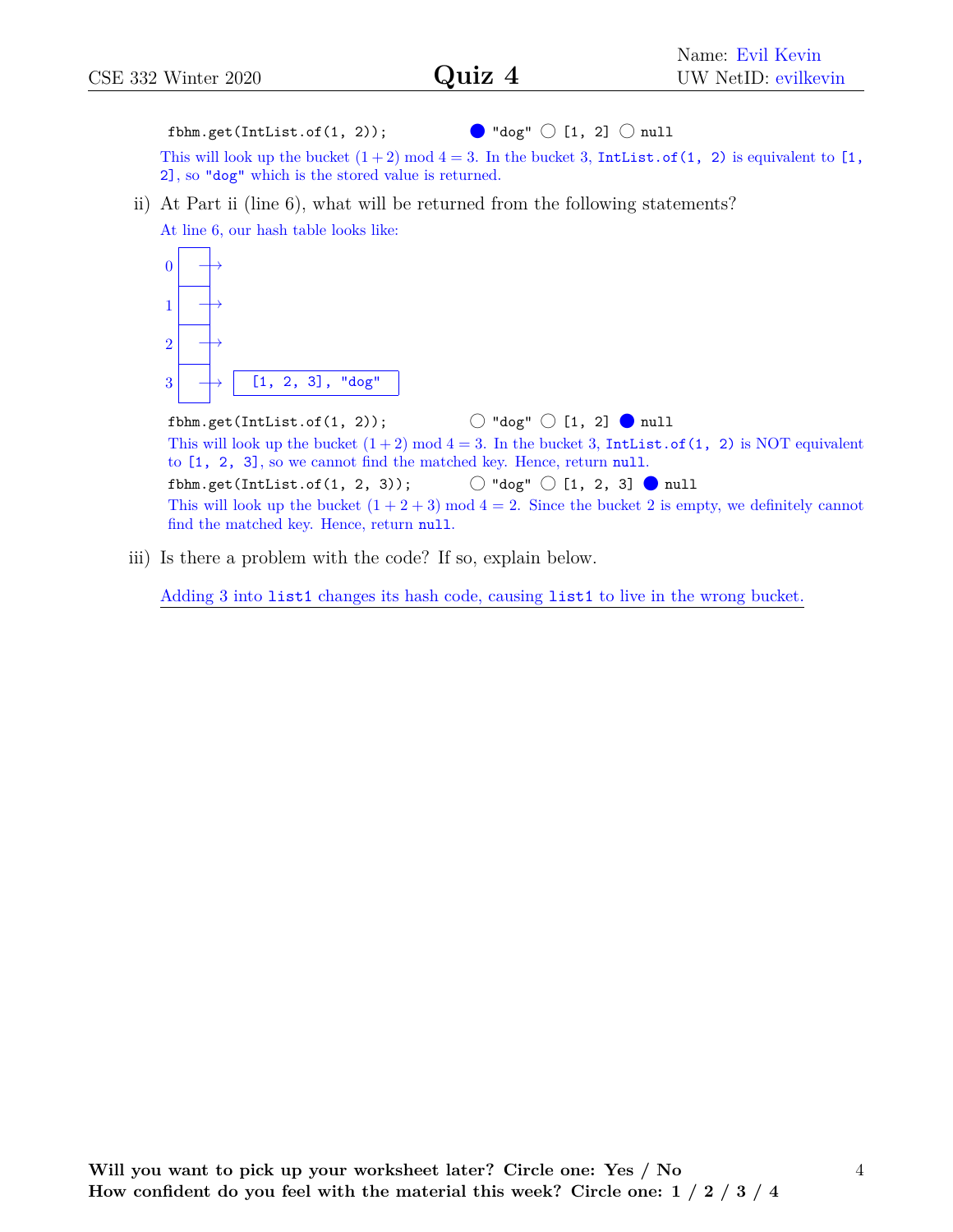```
fbhm.get(IntList.of(1, 2));
```
● "dog" ○ [1, 2] ○ null

This will look up the bucket $(1+2) \bmod 4 = 3$. In the bucket 3, `IntList.of(1, 2)` is equivalent to `[1, 2]`, so `"dog"` which is the stored value is returned.

ii) At Part ii (line 6), what will be returned from the following statements?

At line 6, our hash table looks like:

```
0 | → 
1 | → 
2 | → 
3 | → [1, 2, 3], "dog"
```

```
fbhm.get(IntList.of(1, 2));
```
○ "dog" ○ [1, 2] ● null

This will look up the bucket $(1+2) \bmod 4 = 3$. In the bucket 3, `IntList.of(1, 2)` is NOT equivalent to `[1, 2, 3]`, so we cannot find the matched key. Hence, return `null`.

```
fbhm.get(IntList.of(1, 2, 3));
```
○ "dog" ○ [1, 2, 3] ● null

This will look up the bucket $(1+2+3) \bmod 4 = 2$. Since the bucket 2 is empty, we definitely cannot find the matched key. Hence, return `null`.

iii) Is there a problem with the code? If so, explain below.

Adding 3 into `list1` changes its hash code, causing `list1` to live in the wrong bucket.

**Will you want to pick up your worksheet later? Circle one: Yes / No**
**How confident do you feel with the material this week? Circle one: 1 / 2 / 3 / 4**